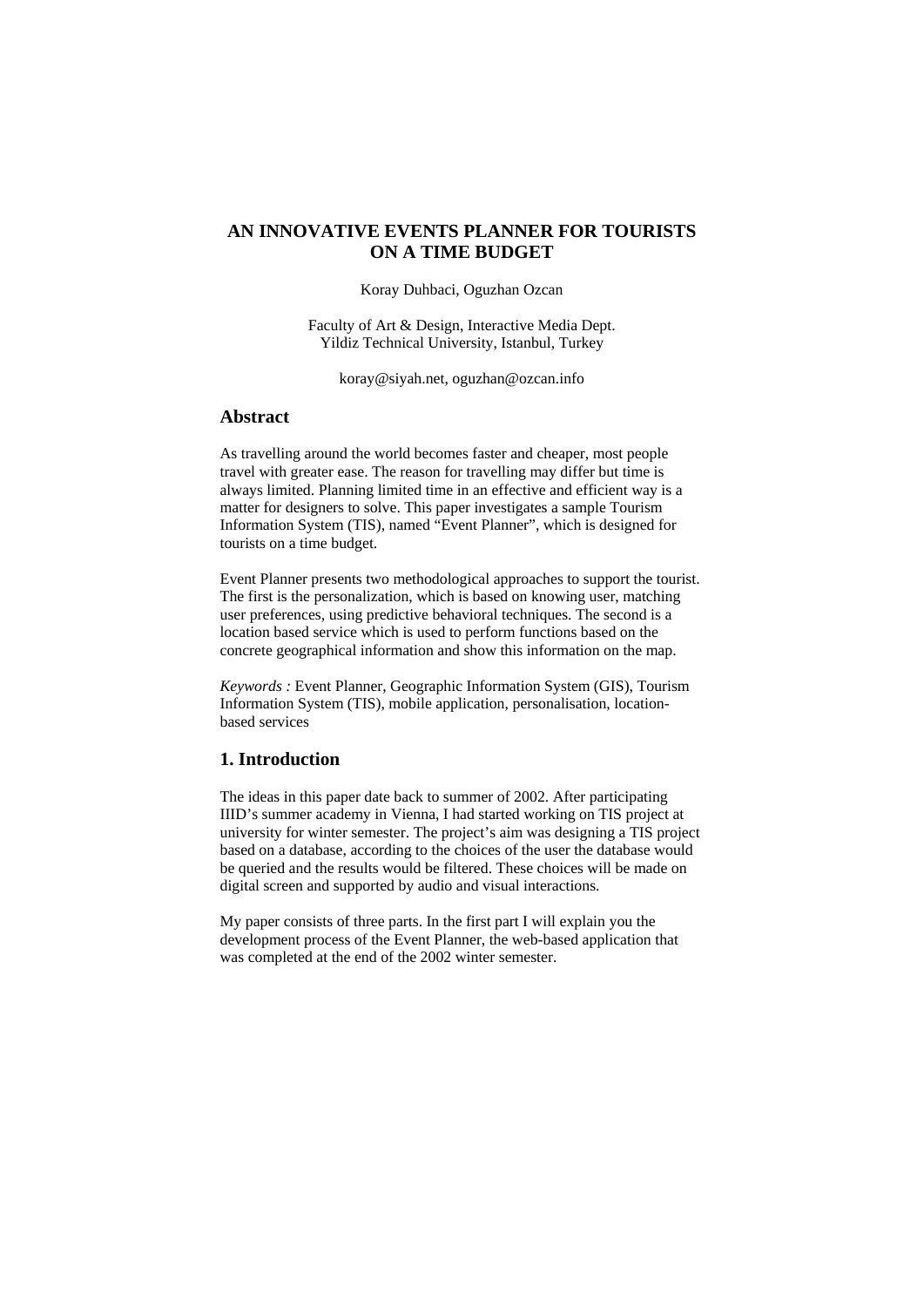# AN INNOVATIVE EVENTS PLANNER FOR TOURISTS ON A TIME BUDGET

Koray Duhbaci, Oguzhan Ozcan

Faculty of Art & Design, Interactive Media Dept.
Yildiz Technical University, Istanbul, Turkey

koray@siyah.net, oguzhan@ozcan.info

## Abstract

As travelling around the world becomes faster and cheaper, most people travel with greater ease. The reason for travelling may differ but time is always limited. Planning limited time in an effective and efficient way is a matter for designers to solve. This paper investigates a sample Tourism Information System (TIS), named "Event Planner", which is designed for tourists on a time budget.

Event Planner presents two methodological approaches to support the tourist. The first is the personalization, which is based on knowing user, matching user preferences, using predictive behavioral techniques. The second is a location based service which is used to perform functions based on the concrete geographical information and show this information on the map.

*Keywords :* Event Planner, Geographic Information System (GIS), Tourism Information System (TIS), mobile application, personalisation, location-based services

## 1. Introduction

The ideas in this paper date back to summer of 2002. After participating IIID's summer academy in Vienna, I had started working on TIS project at university for winter semester. The project's aim was designing a TIS project based on a database, according to the choices of the user the database would be queried and the results would be filtered. These choices will be made on digital screen and supported by audio and visual interactions.

My paper consists of three parts. In the first part I will explain you the development process of the Event Planner, the web-based application that was completed at the end of the 2002 winter semester.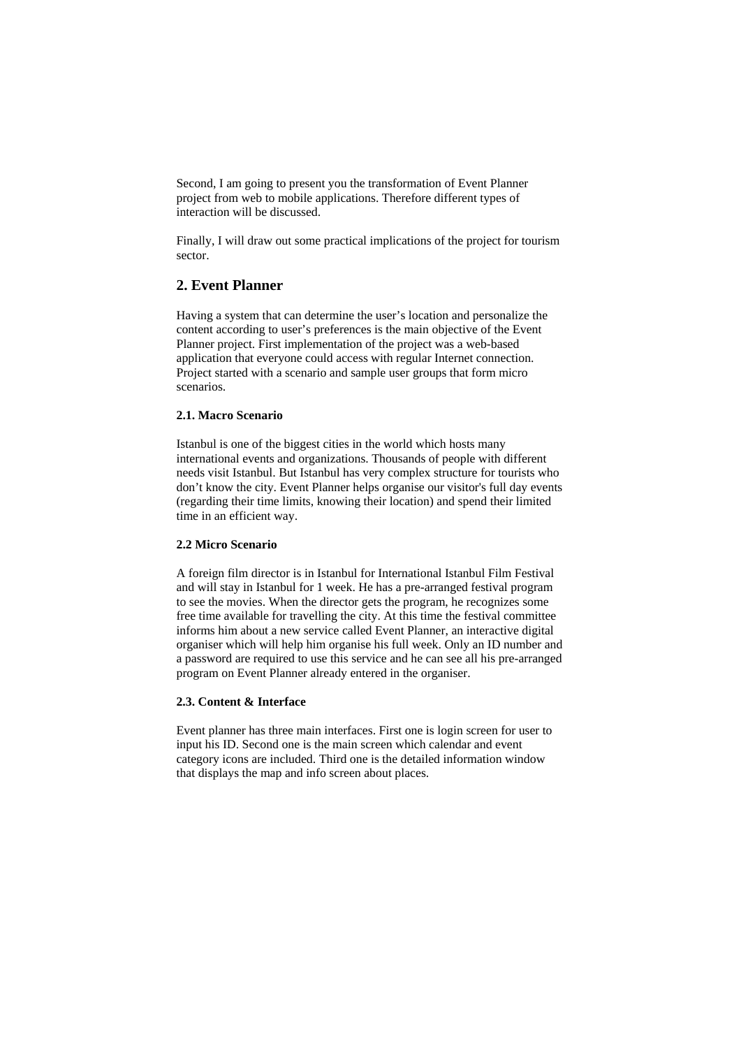Second, I am going to present you the transformation of Event Planner project from web to mobile applications. Therefore different types of interaction will be discussed.

Finally, I will draw out some practical implications of the project for tourism sector.

## 2. Event Planner

Having a system that can determine the user's location and personalize the content according to user's preferences is the main objective of the Event Planner project. First implementation of the project was a web-based application that everyone could access with regular Internet connection. Project started with a scenario and sample user groups that form micro scenarios.

### 2.1. Macro Scenario

Istanbul is one of the biggest cities in the world which hosts many international events and organizations. Thousands of people with different needs visit Istanbul. But Istanbul has very complex structure for tourists who don't know the city. Event Planner helps organise our visitor's full day events (regarding their time limits, knowing their location) and spend their limited time in an efficient way.

### 2.2 Micro Scenario

A foreign film director is in Istanbul for International Istanbul Film Festival and will stay in Istanbul for 1 week. He has a pre-arranged festival program to see the movies. When the director gets the program, he recognizes some free time available for travelling the city. At this time the festival committee informs him about a new service called Event Planner, an interactive digital organiser which will help him organise his full week. Only an ID number and a password are required to use this service and he can see all his pre-arranged program on Event Planner already entered in the organiser.

### 2.3. Content & Interface

Event planner has three main interfaces. First one is login screen for user to input his ID. Second one is the main screen which calendar and event category icons are included. Third one is the detailed information window that displays the map and info screen about places.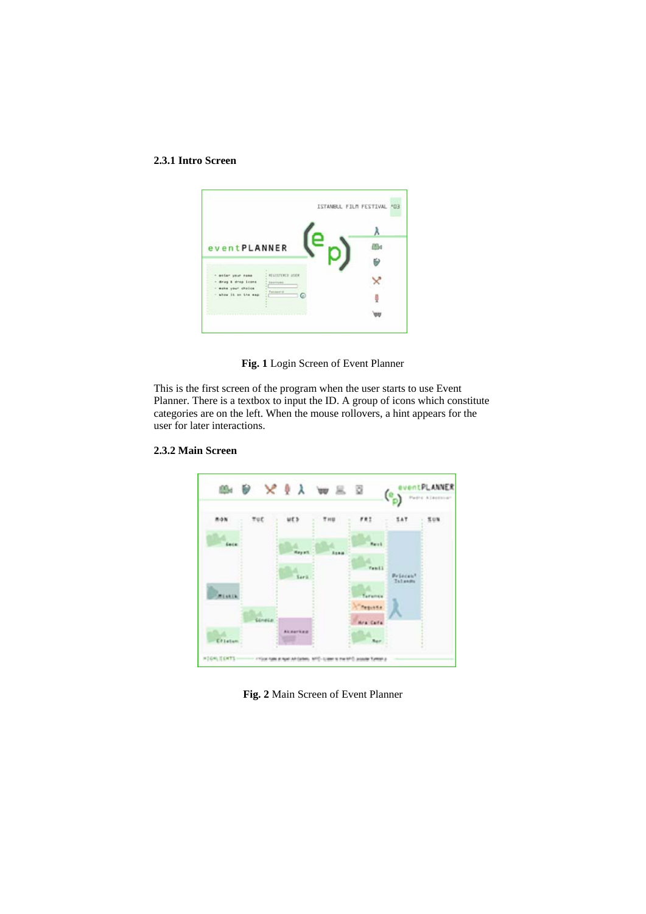### 2.3.1 Intro Screen

**Fig. 1** Login Screen of Event Planner

This is the first screen of the program when the user starts to use Event Planner. There is a textbox to input the ID. A group of icons which constitute categories are on the left. When the mouse rollovers, a hint appears for the user for later interactions.

### 2.3.2 Main Screen

**Fig. 2** Main Screen of Event Planner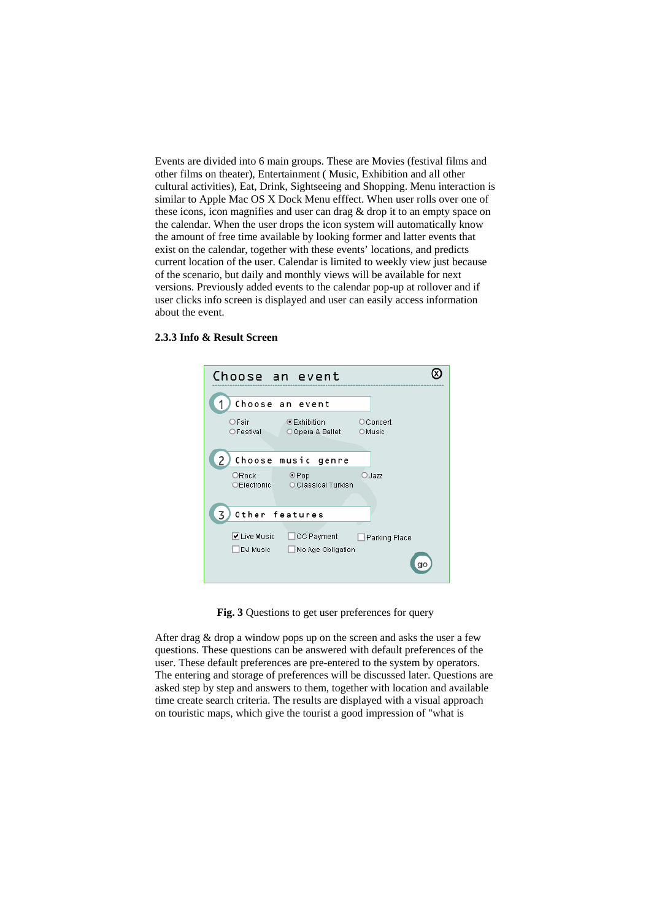Events are divided into 6 main groups. These are Movies (festival films and other films on theater), Entertainment ( Music, Exhibition and all other cultural activities), Eat, Drink, Sightseeing and Shopping. Menu interaction is similar to Apple Mac OS X Dock Menu efffect. When user rolls over one of these icons, icon magnifies and user can drag & drop it to an empty space on the calendar. When the user drops the icon system will automatically know the amount of free time available by looking former and latter events that exist on the calendar, together with these events' locations, and predicts current location of the user. Calendar is limited to weekly view just because of the scenario, but daily and monthly views will be available for next versions. Previously added events to the calendar pop-up at rollover and if user clicks info screen is displayed and user can easily access information about the event.

### 2.3.3 Info & Result Screen

**Fig. 3** Questions to get user preferences for query

After drag & drop a window pops up on the screen and asks the user a few questions. These questions can be answered with default preferences of the user. These default preferences are pre-entered to the system by operators. The entering and storage of preferences will be discussed later. Questions are asked step by step and answers to them, together with location and available time create search criteria. The results are displayed with a visual approach on touristic maps, which give the tourist a good impression of "what is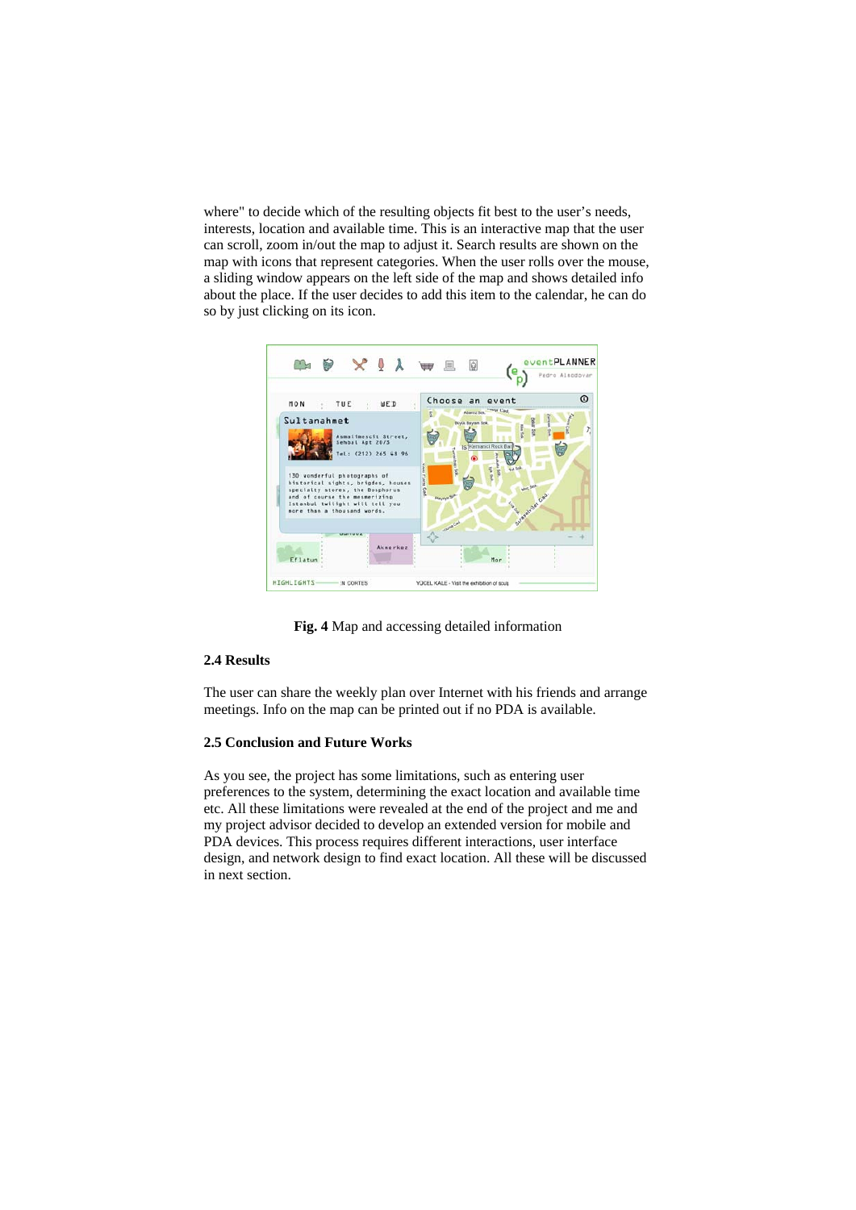where" to decide which of the resulting objects fit best to the user's needs, interests, location and available time. This is an interactive map that the user can scroll, zoom in/out the map to adjust it. Search results are shown on the map with icons that represent categories. When the user rolls over the mouse, a sliding window appears on the left side of the map and shows detailed info about the place. If the user decides to add this item to the calendar, he can do so by just clicking on its icon.

**Fig. 4** Map and accessing detailed information

### 2.4 Results

The user can share the weekly plan over Internet with his friends and arrange meetings. Info on the map can be printed out if no PDA is available.

### 2.5 Conclusion and Future Works

As you see, the project has some limitations, such as entering user preferences to the system, determining the exact location and available time etc. All these limitations were revealed at the end of the project and me and my project advisor decided to develop an extended version for mobile and PDA devices. This process requires different interactions, user interface design, and network design to find exact location. All these will be discussed in next section.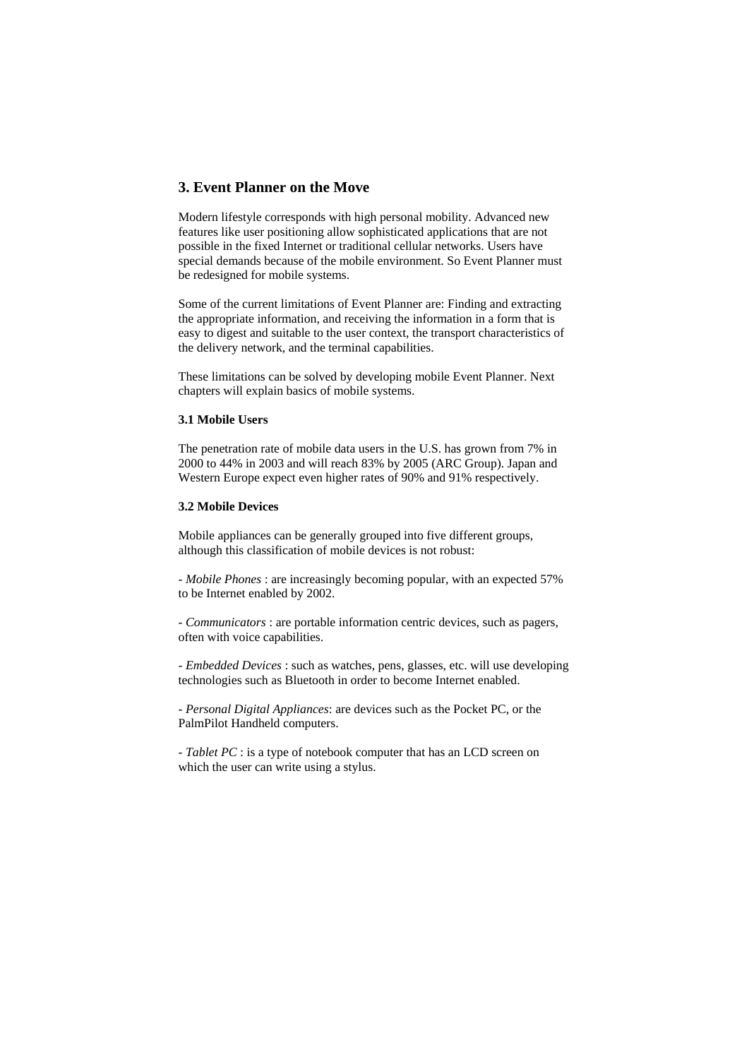## 3. Event Planner on the Move

Modern lifestyle corresponds with high personal mobility. Advanced new features like user positioning allow sophisticated applications that are not possible in the fixed Internet or traditional cellular networks. Users have special demands because of the mobile environment. So Event Planner must be redesigned for mobile systems.

Some of the current limitations of Event Planner are: Finding and extracting the appropriate information, and receiving the information in a form that is easy to digest and suitable to the user context, the transport characteristics of the delivery network, and the terminal capabilities.

These limitations can be solved by developing mobile Event Planner. Next chapters will explain basics of mobile systems.

### 3.1 Mobile Users

The penetration rate of mobile data users in the U.S. has grown from 7% in 2000 to 44% in 2003 and will reach 83% by 2005 (ARC Group). Japan and Western Europe expect even higher rates of 90% and 91% respectively.

### 3.2 Mobile Devices

Mobile appliances can be generally grouped into five different groups, although this classification of mobile devices is not robust:

- *Mobile Phones* : are increasingly becoming popular, with an expected 57% to be Internet enabled by 2002.

- *Communicators* : are portable information centric devices, such as pagers, often with voice capabilities.

- *Embedded Devices* : such as watches, pens, glasses, etc. will use developing technologies such as Bluetooth in order to become Internet enabled.

- *Personal Digital Appliances*: are devices such as the Pocket PC, or the PalmPilot Handheld computers.

- *Tablet PC* : is a type of notebook computer that has an LCD screen on which the user can write using a stylus.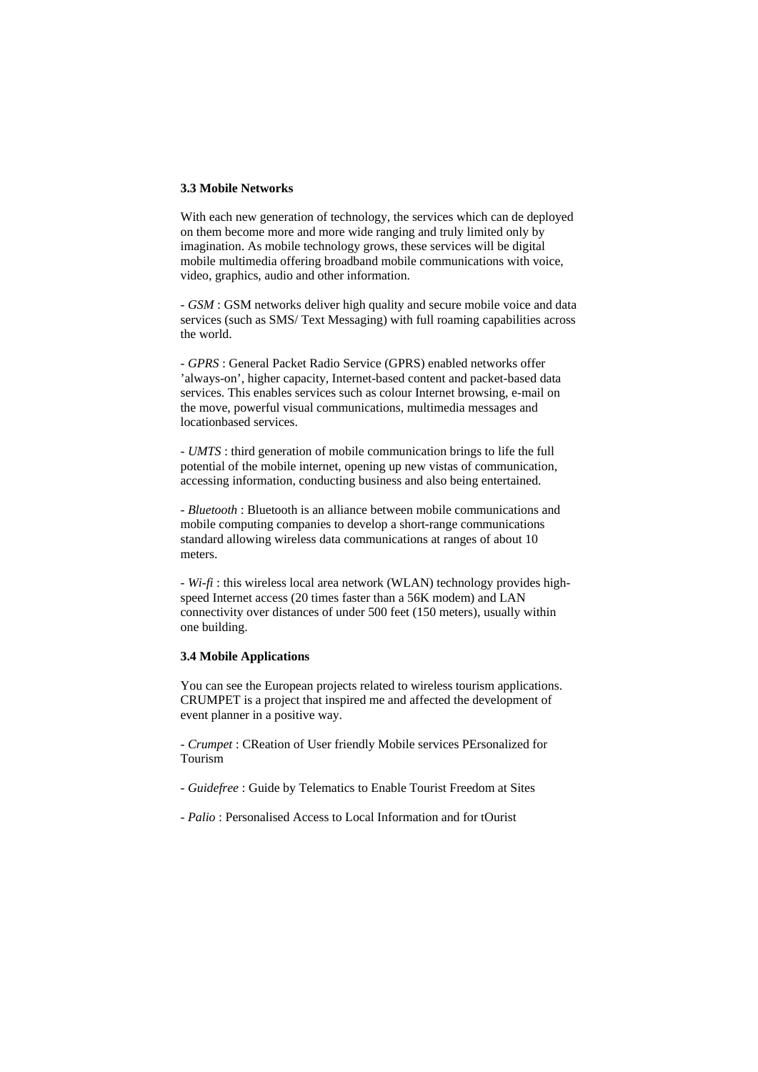### 3.3 Mobile Networks

With each new generation of technology, the services which can de deployed on them become more and more wide ranging and truly limited only by imagination. As mobile technology grows, these services will be digital mobile multimedia offering broadband mobile communications with voice, video, graphics, audio and other information.

- *GSM* : GSM networks deliver high quality and secure mobile voice and data services (such as SMS/ Text Messaging) with full roaming capabilities across the world.

- *GPRS* : General Packet Radio Service (GPRS) enabled networks offer 'always-on', higher capacity, Internet-based content and packet-based data services. This enables services such as colour Internet browsing, e-mail on the move, powerful visual communications, multimedia messages and locationbased services.

- *UMTS* : third generation of mobile communication brings to life the full potential of the mobile internet, opening up new vistas of communication, accessing information, conducting business and also being entertained.

- *Bluetooth* : Bluetooth is an alliance between mobile communications and mobile computing companies to develop a short-range communications standard allowing wireless data communications at ranges of about 10 meters.

- *Wi-fi* : this wireless local area network (WLAN) technology provides high-speed Internet access (20 times faster than a 56K modem) and LAN connectivity over distances of under 500 feet (150 meters), usually within one building.

### 3.4 Mobile Applications

You can see the European projects related to wireless tourism applications. CRUMPET is a project that inspired me and affected the development of event planner in a positive way.

- *Crumpet* : CReation of User friendly Mobile services PErsonalized for Tourism

- *Guidefree* : Guide by Telematics to Enable Tourist Freedom at Sites

- *Palio* : Personalised Access to Local Information and for tOurist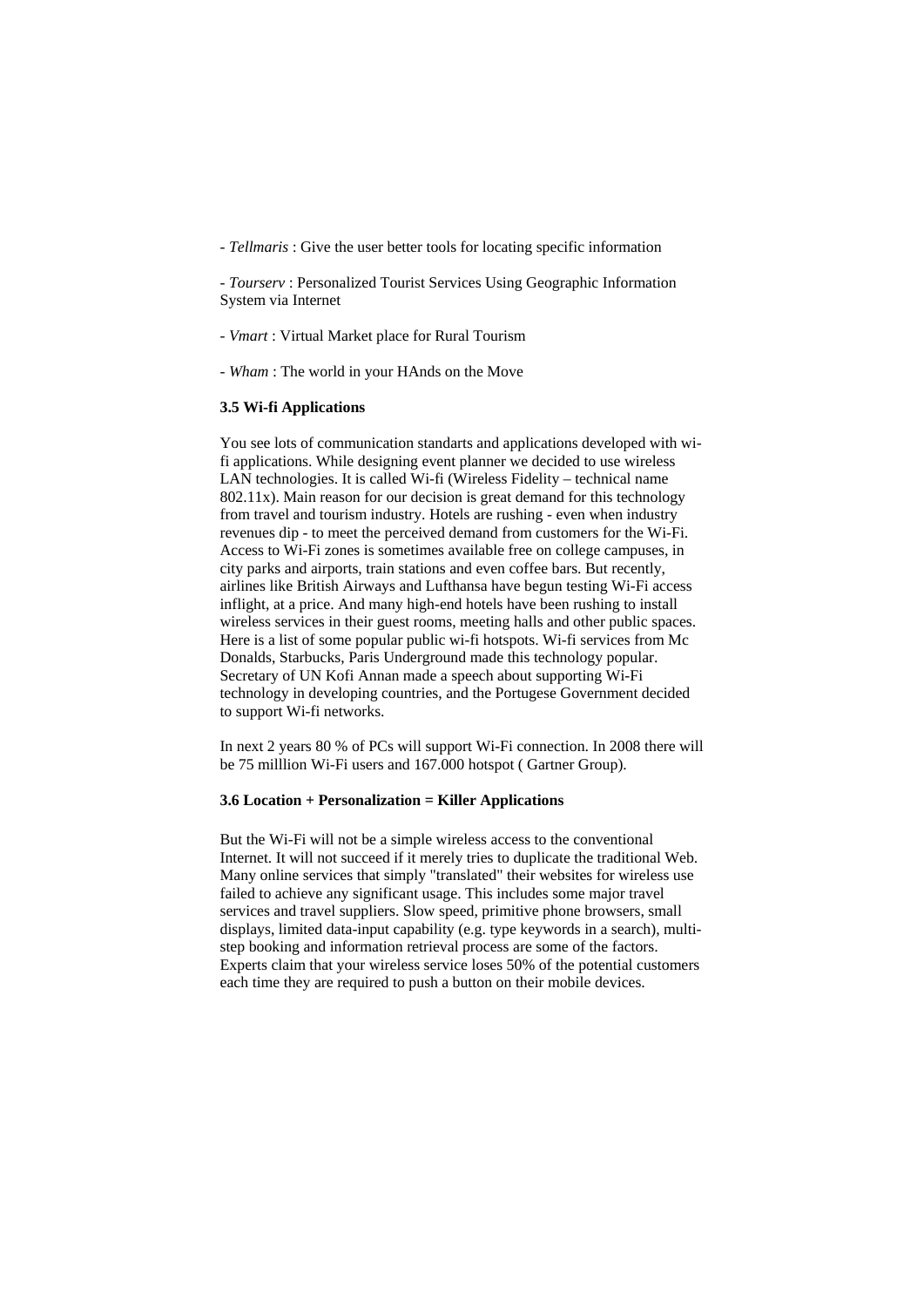- *Tellmaris* : Give the user better tools for locating specific information

- *Tourserv* : Personalized Tourist Services Using Geographic Information System via Internet

- *Vmart* : Virtual Market place for Rural Tourism

- *Wham* : The world in your HAnds on the Move

### 3.5 Wi-fi Applications

You see lots of communication standarts and applications developed with wi-fi applications. While designing event planner we decided to use wireless LAN technologies. It is called Wi-fi (Wireless Fidelity – technical name 802.11x). Main reason for our decision is great demand for this technology from travel and tourism industry. Hotels are rushing - even when industry revenues dip - to meet the perceived demand from customers for the Wi-Fi. Access to Wi-Fi zones is sometimes available free on college campuses, in city parks and airports, train stations and even coffee bars. But recently, airlines like British Airways and Lufthansa have begun testing Wi-Fi access inflight, at a price. And many high-end hotels have been rushing to install wireless services in their guest rooms, meeting halls and other public spaces. Here is a list of some popular public wi-fi hotspots. Wi-fi services from Mc Donalds, Starbucks, Paris Underground made this technology popular. Secretary of UN Kofi Annan made a speech about supporting Wi-Fi technology in developing countries, and the Portugese Government decided to support Wi-fi networks.

In next 2 years 80 % of PCs will support Wi-Fi connection. In 2008 there will be 75 milllion Wi-Fi users and 167.000 hotspot ( Gartner Group).

### 3.6 Location + Personalization = Killer Applications

But the Wi-Fi will not be a simple wireless access to the conventional Internet. It will not succeed if it merely tries to duplicate the traditional Web. Many online services that simply "translated" their websites for wireless use failed to achieve any significant usage. This includes some major travel services and travel suppliers. Slow speed, primitive phone browsers, small displays, limited data-input capability (e.g. type keywords in a search), multi-step booking and information retrieval process are some of the factors. Experts claim that your wireless service loses 50% of the potential customers each time they are required to push a button on their mobile devices.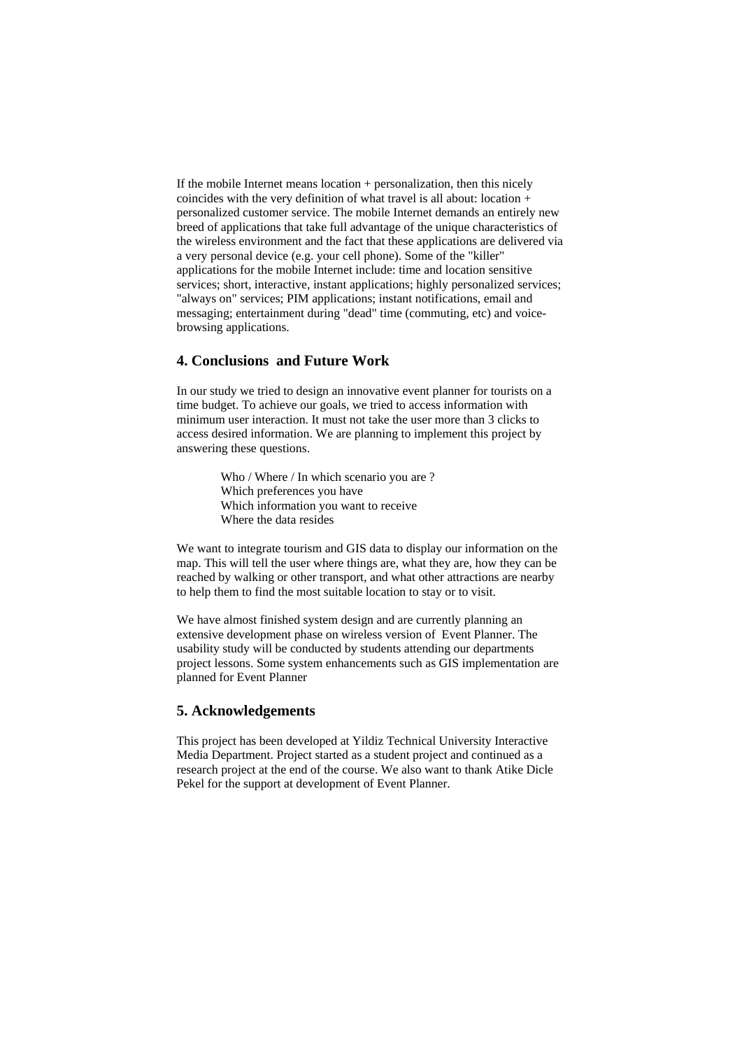If the mobile Internet means location + personalization, then this nicely coincides with the very definition of what travel is all about: location + personalized customer service. The mobile Internet demands an entirely new breed of applications that take full advantage of the unique characteristics of the wireless environment and the fact that these applications are delivered via a very personal device (e.g. your cell phone). Some of the "killer" applications for the mobile Internet include: time and location sensitive services; short, interactive, instant applications; highly personalized services; "always on" services; PIM applications; instant notifications, email and messaging; entertainment during "dead" time (commuting, etc) and voice-browsing applications.

## 4. Conclusions  and Future Work

In our study we tried to design an innovative event planner for tourists on a time budget. To achieve our goals, we tried to access information with minimum user interaction. It must not take the user more than 3 clicks to access desired information. We are planning to implement this project by answering these questions.

Who / Where / In which scenario you are ?  
Which preferences you have  
Which information you want to receive  
Where the data resides

We want to integrate tourism and GIS data to display our information on the map. This will tell the user where things are, what they are, how they can be reached by walking or other transport, and what other attractions are nearby to help them to find the most suitable location to stay or to visit.

We have almost finished system design and are currently planning an extensive development phase on wireless version of  Event Planner. The usability study will be conducted by students attending our departments project lessons. Some system enhancements such as GIS implementation are planned for Event Planner

## 5. Acknowledgements

This project has been developed at Yildiz Technical University Interactive Media Department. Project started as a student project and continued as a research project at the end of the course. We also want to thank Atike Dicle Pekel for the support at development of Event Planner.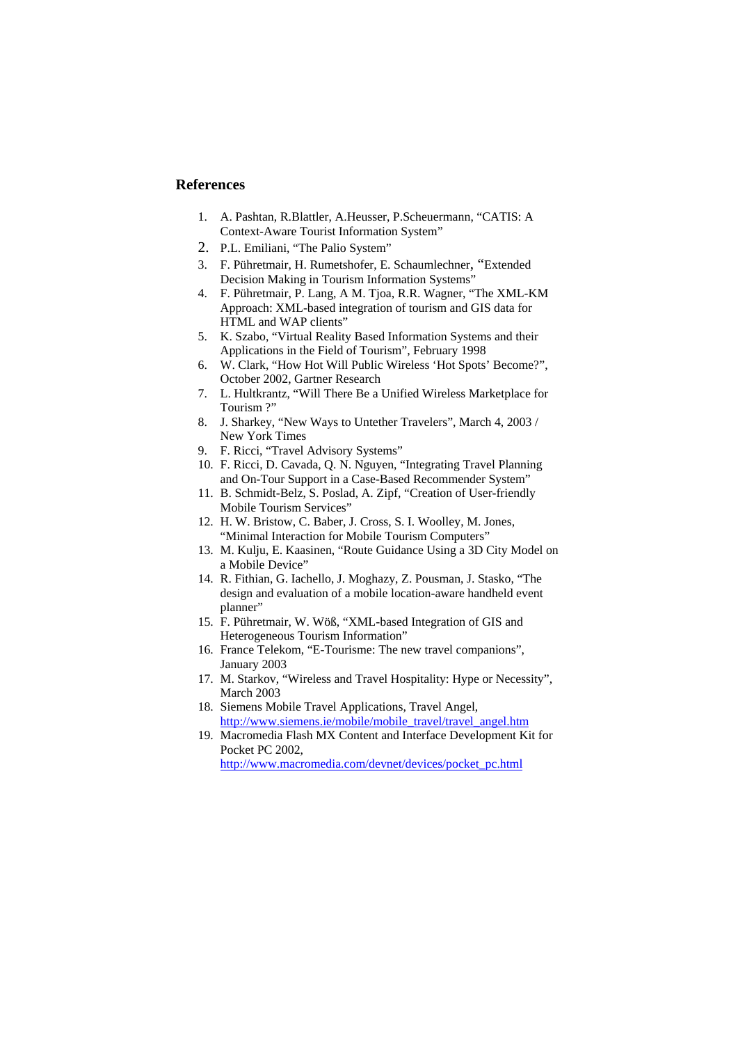## References

1. A. Pashtan, R.Blattler, A.Heusser, P.Scheuermann, “CATIS: A Context-Aware Tourist Information System”
2. P.L. Emiliani, “The Palio System”
3. F. Pühretmair, H. Rumetshofer, E. Schaumlechner, “Extended Decision Making in Tourism Information Systems”
4. F. Pühretmair, P. Lang, A M. Tjoa, R.R. Wagner, “The XML-KM Approach: XML-based integration of tourism and GIS data for HTML and WAP clients”
5. K. Szabo, “Virtual Reality Based Information Systems and their Applications in the Field of Tourism”, February 1998
6. W. Clark, “How Hot Will Public Wireless ‘Hot Spots’ Become?”, October 2002, Gartner Research
7. L. Hultkrantz, “Will There Be a Unified Wireless Marketplace for Tourism ?”
8. J. Sharkey, “New Ways to Untether Travelers”, March 4, 2003 / New York Times
9. F. Ricci, “Travel Advisory Systems”
10. F. Ricci, D. Cavada, Q. N. Nguyen, “Integrating Travel Planning and On-Tour Support in a Case-Based Recommender System”
11. B. Schmidt-Belz, S. Poslad, A. Zipf, “Creation of User-friendly Mobile Tourism Services”
12. H. W. Bristow, C. Baber, J. Cross, S. I. Woolley, M. Jones, “Minimal Interaction for Mobile Tourism Computers”
13. M. Kulju, E. Kaasinen, “Route Guidance Using a 3D City Model on a Mobile Device”
14. R. Fithian, G. Iachello, J. Moghazy, Z. Pousman, J. Stasko, “The design and evaluation of a mobile location-aware handheld event planner”
15. F. Pühretmair, W. Wöß, “XML-based Integration of GIS and Heterogeneous Tourism Information”
16. France Telekom, “E-Tourisme: The new travel companions”, January 2003
17. M. Starkov, “Wireless and Travel Hospitality: Hype or Necessity”, March 2003
18. Siemens Mobile Travel Applications, Travel Angel, http://www.siemens.ie/mobile/mobile_travel/travel_angel.htm
19. Macromedia Flash MX Content and Interface Development Kit for Pocket PC 2002, http://www.macromedia.com/devnet/devices/pocket_pc.html